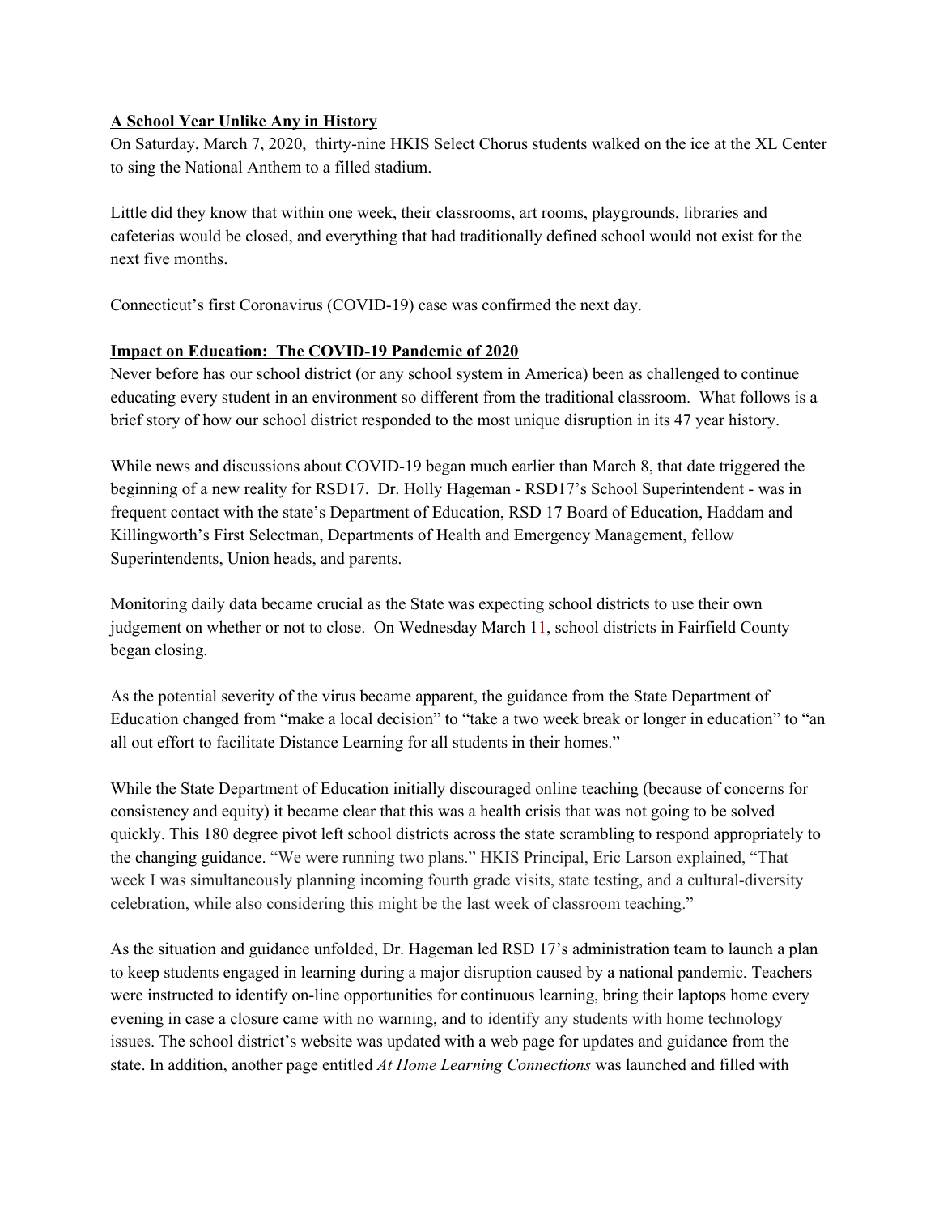**A School Year Unlike Any in History**

On Saturday, March 7, 2020, thirty-nine HKIS Select Chorus students walked on the ice at the XL Center to sing the National Anthem to a filled stadium.

Little did they know that within one week, their classrooms, art rooms, playgrounds, libraries and cafeterias would be closed, and everything that had traditionally defined school would not exist for the next five months.

Connecticut's first Coronavirus (COVID-19) case was confirmed the next day.

**Impact on Education: The COVID-19 Pandemic of 2020**

Never before has our school district (or any school system in America) been as challenged to continue educating every student in an environment so different from the traditional classroom. What follows is a brief story of how our school district responded to the most unique disruption in its 47 year history.

While news and discussions about COVID-19 began much earlier than March 8, that date triggered the beginning of a new reality for RSD17. Dr. Holly Hageman - RSD17's School Superintendent - was in frequent contact with the state's Department of Education, RSD 17 Board of Education, Haddam and Killingworth's First Selectman, Departments of Health and Emergency Management, fellow Superintendents, Union heads, and parents.

Monitoring daily data became crucial as the State was expecting school districts to use their own judgement on whether or not to close. On Wednesday March 11, school districts in Fairfield County began closing.

As the potential severity of the virus became apparent, the guidance from the State Department of Education changed from "make a local decision" to "take a two week break or longer in education" to "an all out effort to facilitate Distance Learning for all students in their homes."

While the State Department of Education initially discouraged online teaching (because of concerns for consistency and equity) it became clear that this was a health crisis that was not going to be solved quickly. This 180 degree pivot left school districts across the state scrambling to respond appropriately to the changing guidance. "We were running two plans." HKIS Principal, Eric Larson explained, "That week I was simultaneously planning incoming fourth grade visits, state testing, and a cultural-diversity celebration, while also considering this might be the last week of classroom teaching."

As the situation and guidance unfolded, Dr. Hageman led RSD 17's administration team to launch a plan to keep students engaged in learning during a major disruption caused by a national pandemic. Teachers were instructed to identify on-line opportunities for continuous learning, bring their laptops home every evening in case a closure came with no warning, and to identify any students with home technology issues. The school district's website was updated with a web page for updates and guidance from the state. In addition, another page entitled *At Home Learning Connections* was launched and filled with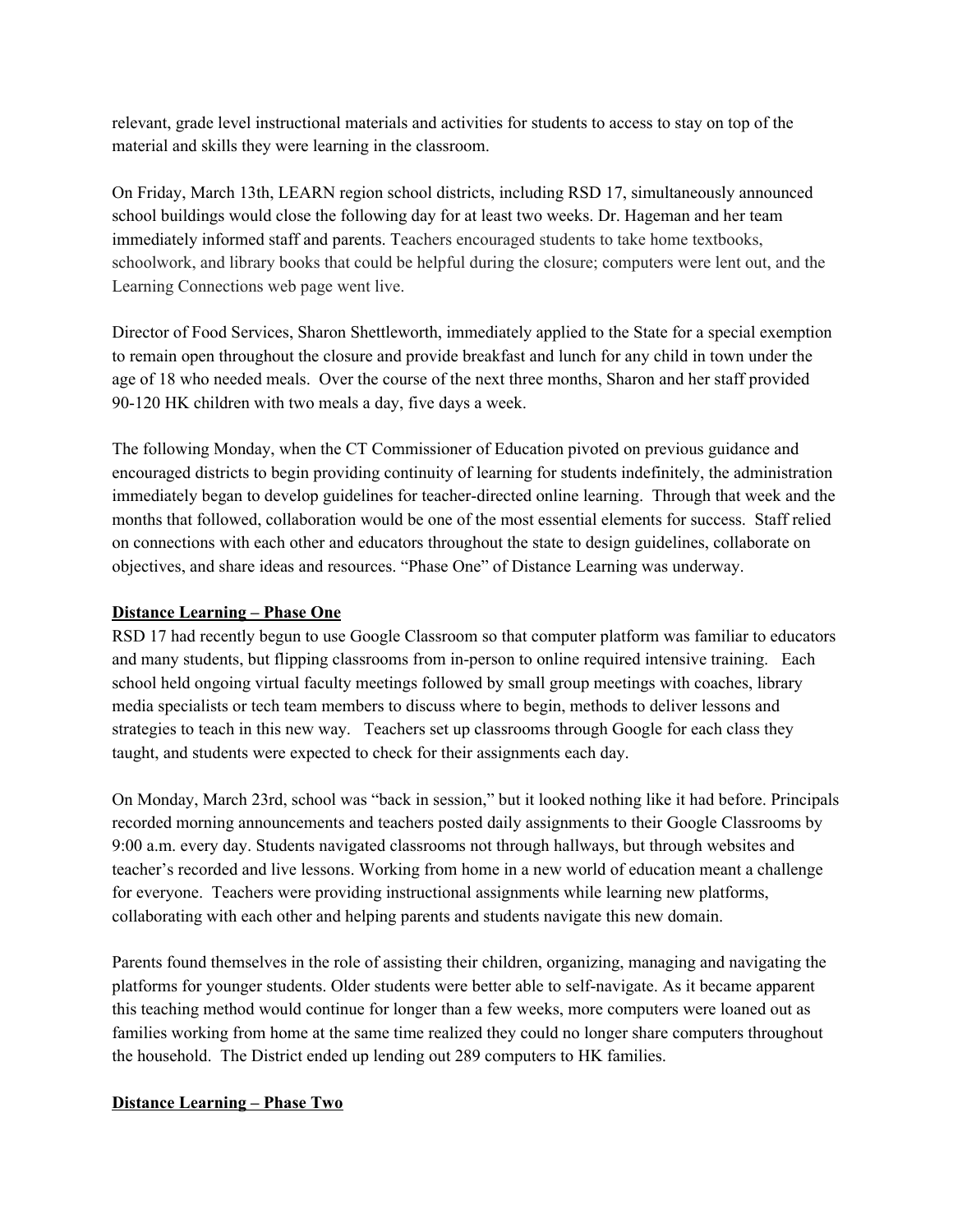relevant, grade level instructional materials and activities for students to access to stay on top of the material and skills they were learning in the classroom.

On Friday, March 13th, LEARN region school districts, including RSD 17, simultaneously announced school buildings would close the following day for at least two weeks. Dr. Hageman and her team immediately informed staff and parents. Teachers encouraged students to take home textbooks, schoolwork, and library books that could be helpful during the closure; computers were lent out, and the Learning Connections web page went live.

Director of Food Services, Sharon Shettleworth, immediately applied to the State for a special exemption to remain open throughout the closure and provide breakfast and lunch for any child in town under the age of 18 who needed meals. Over the course of the next three months, Sharon and her staff provided 90-120 HK children with two meals a day, five days a week.

The following Monday, when the CT Commissioner of Education pivoted on previous guidance and encouraged districts to begin providing continuity of learning for students indefinitely, the administration immediately began to develop guidelines for teacher-directed online learning. Through that week and the months that followed, collaboration would be one of the most essential elements for success. Staff relied on connections with each other and educators throughout the state to design guidelines, collaborate on objectives, and share ideas and resources. "Phase One" of Distance Learning was underway.

**<u>Distance Learning – Phase One</u>**

RSD 17 had recently begun to use Google Classroom so that computer platform was familiar to educators and many students, but flipping classrooms from in-person to online required intensive training. Each school held ongoing virtual faculty meetings followed by small group meetings with coaches, library media specialists or tech team members to discuss where to begin, methods to deliver lessons and strategies to teach in this new way. Teachers set up classrooms through Google for each class they taught, and students were expected to check for their assignments each day.

On Monday, March 23rd, school was "back in session," but it looked nothing like it had before. Principals recorded morning announcements and teachers posted daily assignments to their Google Classrooms by 9:00 a.m. every day. Students navigated classrooms not through hallways, but through websites and teacher's recorded and live lessons. Working from home in a new world of education meant a challenge for everyone. Teachers were providing instructional assignments while learning new platforms, collaborating with each other and helping parents and students navigate this new domain.

Parents found themselves in the role of assisting their children, organizing, managing and navigating the platforms for younger students. Older students were better able to self-navigate. As it became apparent this teaching method would continue for longer than a few weeks, more computers were loaned out as families working from home at the same time realized they could no longer share computers throughout the household. The District ended up lending out 289 computers to HK families.

**<u>Distance Learning – Phase Two</u>**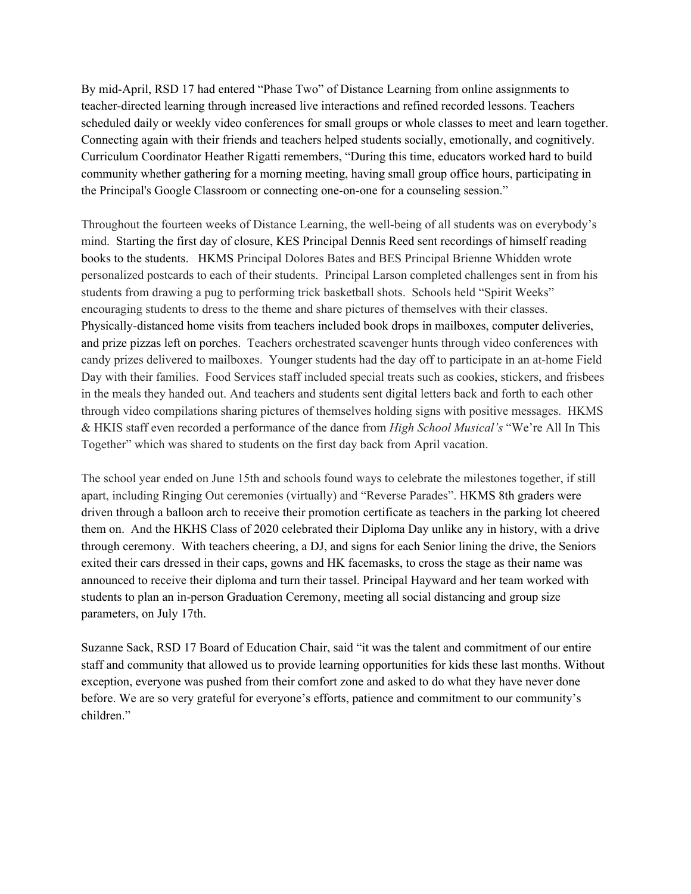By mid-April, RSD 17 had entered "Phase Two" of Distance Learning from online assignments to teacher-directed learning through increased live interactions and refined recorded lessons. Teachers scheduled daily or weekly video conferences for small groups or whole classes to meet and learn together. Connecting again with their friends and teachers helped students socially, emotionally, and cognitively. Curriculum Coordinator Heather Rigatti remembers, "During this time, educators worked hard to build community whether gathering for a morning meeting, having small group office hours, participating in the Principal's Google Classroom or connecting one-on-one for a counseling session."

Throughout the fourteen weeks of Distance Learning, the well-being of all students was on everybody's mind. Starting the first day of closure, KES Principal Dennis Reed sent recordings of himself reading books to the students. HKMS Principal Dolores Bates and BES Principal Brienne Whidden wrote personalized postcards to each of their students. Principal Larson completed challenges sent in from his students from drawing a pug to performing trick basketball shots. Schools held "Spirit Weeks" encouraging students to dress to the theme and share pictures of themselves with their classes. Physically-distanced home visits from teachers included book drops in mailboxes, computer deliveries, and prize pizzas left on porches. Teachers orchestrated scavenger hunts through video conferences with candy prizes delivered to mailboxes. Younger students had the day off to participate in an at-home Field Day with their families. Food Services staff included special treats such as cookies, stickers, and frisbees in the meals they handed out. And teachers and students sent digital letters back and forth to each other through video compilations sharing pictures of themselves holding signs with positive messages. HKMS & HKIS staff even recorded a performance of the dance from *High School Musical's* "We're All In This Together" which was shared to students on the first day back from April vacation.

The school year ended on June 15th and schools found ways to celebrate the milestones together, if still apart, including Ringing Out ceremonies (virtually) and "Reverse Parades". HKMS 8th graders were driven through a balloon arch to receive their promotion certificate as teachers in the parking lot cheered them on. And the HKHS Class of 2020 celebrated their Diploma Day unlike any in history, with a drive through ceremony. With teachers cheering, a DJ, and signs for each Senior lining the drive, the Seniors exited their cars dressed in their caps, gowns and HK facemasks, to cross the stage as their name was announced to receive their diploma and turn their tassel. Principal Hayward and her team worked with students to plan an in-person Graduation Ceremony, meeting all social distancing and group size parameters, on July 17th.

Suzanne Sack, RSD 17 Board of Education Chair, said "it was the talent and commitment of our entire staff and community that allowed us to provide learning opportunities for kids these last months. Without exception, everyone was pushed from their comfort zone and asked to do what they have never done before. We are so very grateful for everyone's efforts, patience and commitment to our community's children."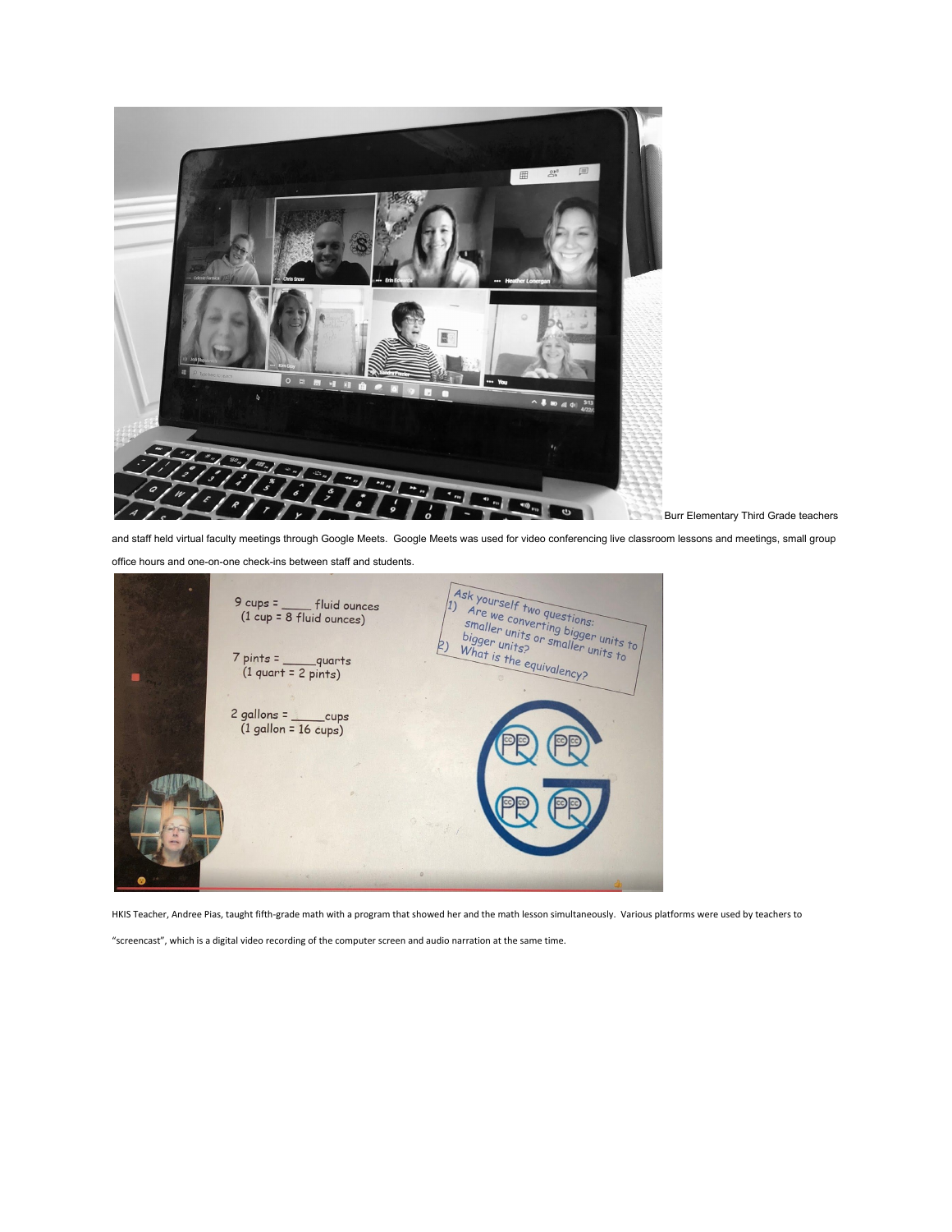Burr Elementary Third Grade teachers and staff held virtual faculty meetings through Google Meets. Google Meets was used for video conferencing live classroom lessons and meetings, small group office hours and one-on-one check-ins between staff and students.

HKIS Teacher, Andree Pias, taught fifth-grade math with a program that showed her and the math lesson simultaneously. Various platforms were used by teachers to "screencast", which is a digital video recording of the computer screen and audio narration at the same time.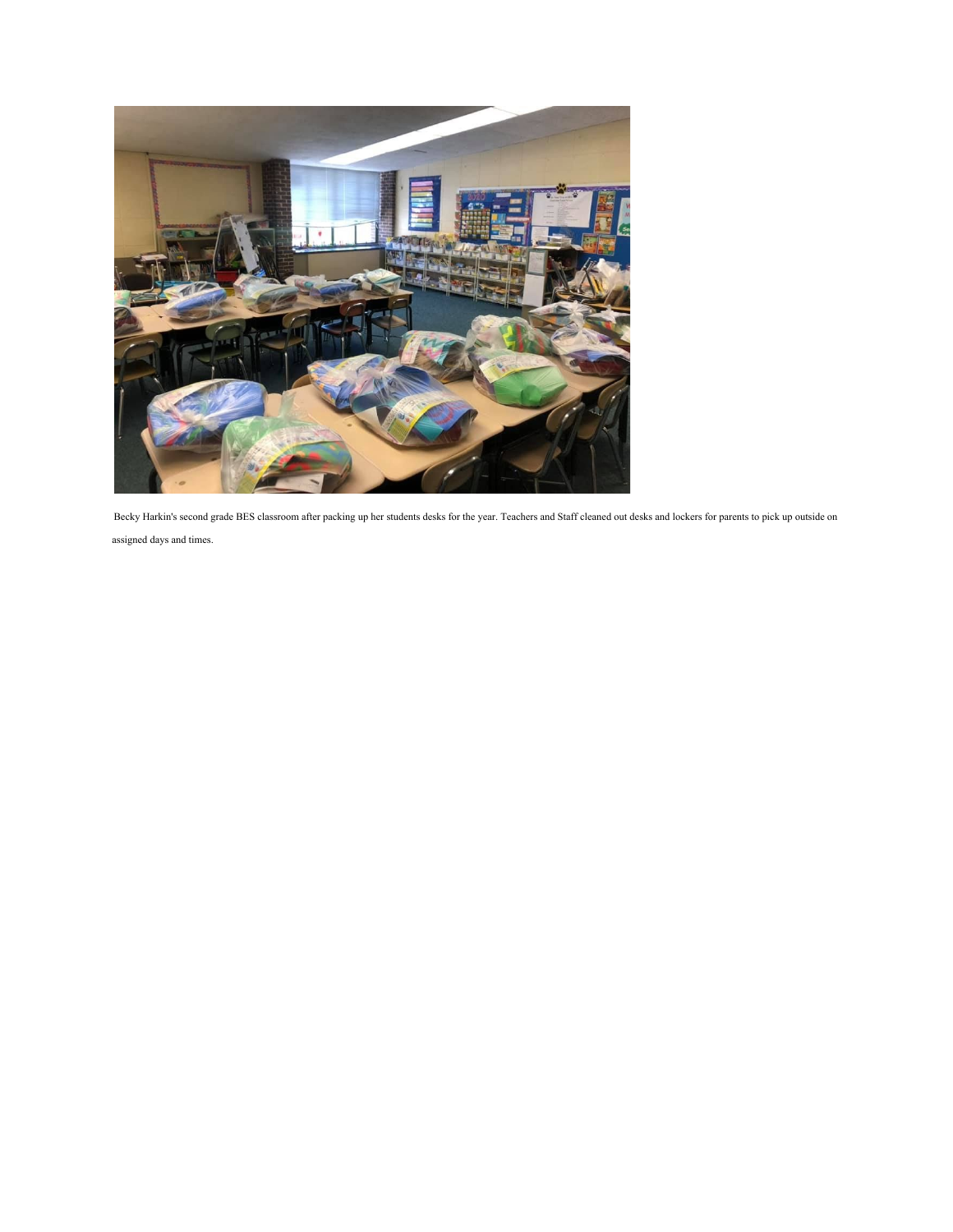Becky Harkin's second grade BES classroom after packing up her students desks for the year. Teachers and Staff cleaned out desks and lockers for parents to pick up outside on assigned days and times.